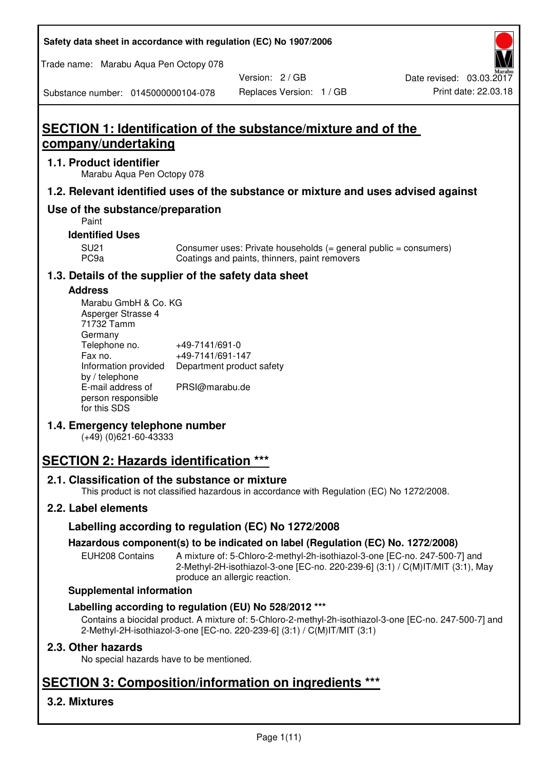Safety data sheet in accordance with regulation (EC) No 1907/2006

Trade name: Marabu Aqua Pen Octopy 078

| Substance number: 0145000000104-078 | Version: 2 / GB | Date revised: 03.03.2017 |
| --- | --- | --- |
| | Replaces Version: 1 / GB | Print date: 22.03.18 |

# SECTION 1: Identification of the substance/mixture and of the company/undertaking

## 1.1. Product identifier

Marabu Aqua Pen Octopy 078

## 1.2. Relevant identified uses of the substance or mixture and uses advised against

## Use of the substance/preparation

Paint

### Identified Uses

| | |
| --- | --- |
| SU21 | Consumer uses: Private households (= general public = consumers) |
| PC9a | Coatings and paints, thinners, paint removers |

## 1.3. Details of the supplier of the safety data sheet

### Address

Marabu GmbH & Co. KG
Asperger Strasse 4
71732 Tamm
Germany

| | |
| --- | --- |
| Telephone no. | +49-7141/691-0 |
| Fax no. | +49-7141/691-147 |
| Information provided by / telephone | Department product safety |
| E-mail address of person responsible for this SDS | PRSI@marabu.de |

## 1.4. Emergency telephone number

(+49) (0)621-60-43333

# SECTION 2: Hazards identification ***

## 2.1. Classification of the substance or mixture

This product is not classified hazardous in accordance with Regulation (EC) No 1272/2008.

## 2.2. Label elements

### Labelling according to regulation (EC) No 1272/2008

#### Hazardous component(s) to be indicated on label (Regulation (EC) No. 1272/2008)

| | |
| --- | --- |
| EUH208 Contains | A mixture of: 5-Chloro-2-methyl-2h-isothiazol-3-one [EC-no. 247-500-7] and 2-Methyl-2H-isothiazol-3-one [EC-no. 220-239-6] (3:1) / C(M)IT/MIT (3:1), May produce an allergic reaction. |

### Supplemental information

### Labelling according to regulation (EU) No 528/2012 ***

Contains a biocidal product. A mixture of: 5-Chloro-2-methyl-2h-isothiazol-3-one [EC-no. 247-500-7] and 2-Methyl-2H-isothiazol-3-one [EC-no. 220-239-6] (3:1) / C(M)IT/MIT (3:1)

## 2.3. Other hazards

No special hazards have to be mentioned.

# SECTION 3: Composition/information on ingredients ***

## 3.2. Mixtures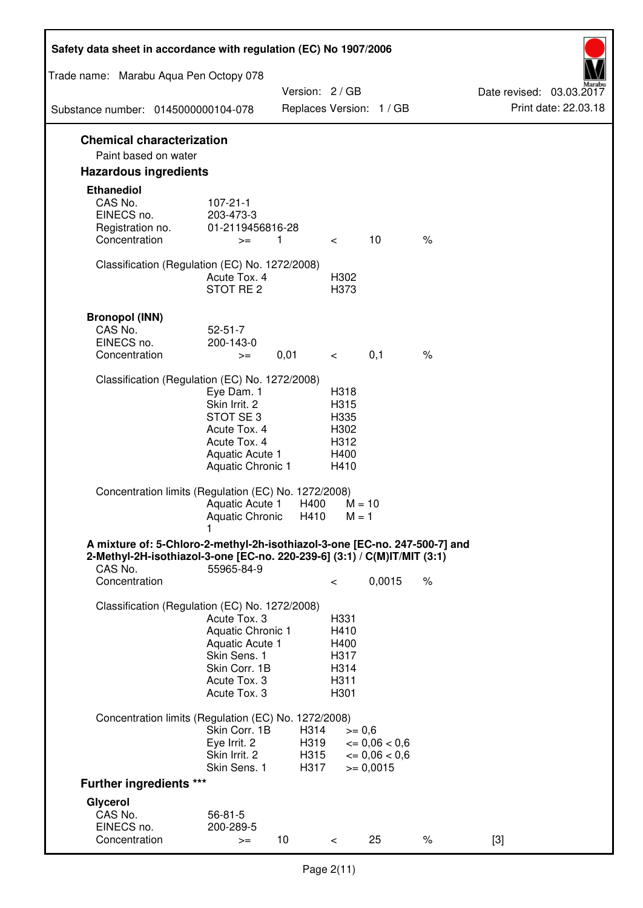## Chemical characterization

Paint based on water

## Hazardous ingredients

### Ethanediol

| | | | | | |
|---|---|---|---|---|---|
| CAS No. | 107-21-1 | | | | |
| EINECS no. | 203-473-3 | | | | |
| Registration no. | 01-2119456816-28 | | | | |
| Concentration | >= | 1 | < | 10 | % |

Classification (Regulation (EC) No. 1272/2008)

| | |
|---|---|
| Acute Tox. 4 | H302 |
| STOT RE 2 | H373 |

### Bronopol (INN)

| | | | | | |
|---|---|---|---|---|---|
| CAS No. | 52-51-7 | | | | |
| EINECS no. | 200-143-0 | | | | |
| Concentration | >= | 0,01 | < | 0,1 | % |

Classification (Regulation (EC) No. 1272/2008)

| | |
|---|---|
| Eye Dam. 1 | H318 |
| Skin Irrit. 2 | H315 |
| STOT SE 3 | H335 |
| Acute Tox. 4 | H302 |
| Acute Tox. 4 | H312 |
| Aquatic Acute 1 | H400 |
| Aquatic Chronic 1 | H410 |

Concentration limits (Regulation (EC) No. 1272/2008)

| | | |
|---|---|---|
| Aquatic Acute 1 | H400 | M = 10 |
| Aquatic Chronic 1 | H410 | M = 1 |

### A mixture of: 5-Chloro-2-methyl-2h-isothiazol-3-one [EC-no. 247-500-7] and 2-Methyl-2H-isothiazol-3-one [EC-no. 220-239-6] (3:1) / C(M)IT/MIT (3:1)

| | | | |
|---|---|---|---|
| CAS No. | 55965-84-9 | | |
| Concentration | < | 0,0015 | % |

Classification (Regulation (EC) No. 1272/2008)

| | |
|---|---|
| Acute Tox. 3 | H331 |
| Aquatic Chronic 1 | H410 |
| Aquatic Acute 1 | H400 |
| Skin Sens. 1 | H317 |
| Skin Corr. 1B | H314 |
| Acute Tox. 3 | H311 |
| Acute Tox. 3 | H301 |

Concentration limits (Regulation (EC) No. 1272/2008)

| | | |
|---|---|---|
| Skin Corr. 1B | H314 | >= 0,6 |
| Eye Irrit. 2 | H319 | <= 0,06 < 0,6 |
| Skin Irrit. 2 | H315 | <= 0,06 < 0,6 |
| Skin Sens. 1 | H317 | >= 0,0015 |

## Further ingredients ***

### Glycerol

| | | | | | | |
|---|---|---|---|---|---|---|
| CAS No. | 56-81-5 | | | | | |
| EINECS no. | 200-289-5 | | | | | |
| Concentration | >= | 10 | < | 25 | % | [3] |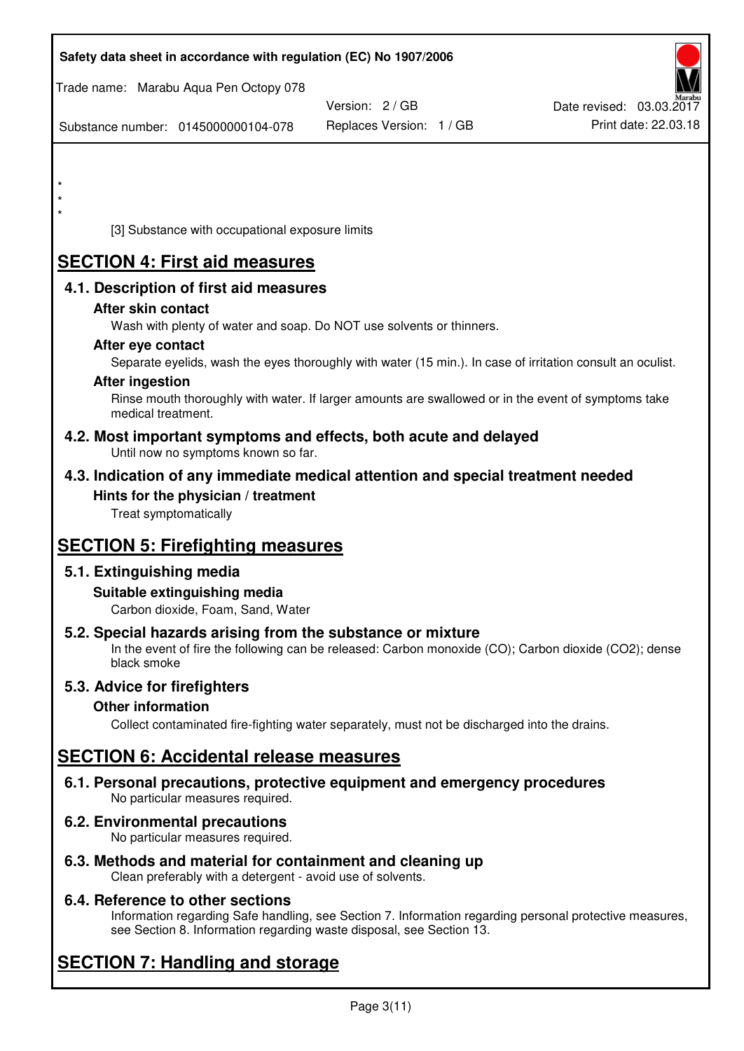*
*
*

[3] Substance with occupational exposure limits

# SECTION 4: First aid measures

## 4.1. Description of first aid measures

### After skin contact

Wash with plenty of water and soap. Do NOT use solvents or thinners.

### After eye contact

Separate eyelids, wash the eyes thoroughly with water (15 min.). In case of irritation consult an oculist.

### After ingestion

Rinse mouth thoroughly with water. If larger amounts are swallowed or in the event of symptoms take medical treatment.

## 4.2. Most important symptoms and effects, both acute and delayed

Until now no symptoms known so far.

## 4.3. Indication of any immediate medical attention and special treatment needed

### Hints for the physician / treatment

Treat symptomatically

# SECTION 5: Firefighting measures

## 5.1. Extinguishing media

### Suitable extinguishing media

Carbon dioxide, Foam, Sand, Water

## 5.2. Special hazards arising from the substance or mixture

In the event of fire the following can be released: Carbon monoxide (CO); Carbon dioxide ($CO_2$); dense black smoke

## 5.3. Advice for firefighters

### Other information

Collect contaminated fire-fighting water separately, must not be discharged into the drains.

# SECTION 6: Accidental release measures

## 6.1. Personal precautions, protective equipment and emergency procedures

No particular measures required.

## 6.2. Environmental precautions

No particular measures required.

## 6.3. Methods and material for containment and cleaning up

Clean preferably with a detergent - avoid use of solvents.

## 6.4. Reference to other sections

Information regarding Safe handling, see Section 7. Information regarding personal protective measures, see Section 8. Information regarding waste disposal, see Section 13.

# SECTION 7: Handling and storage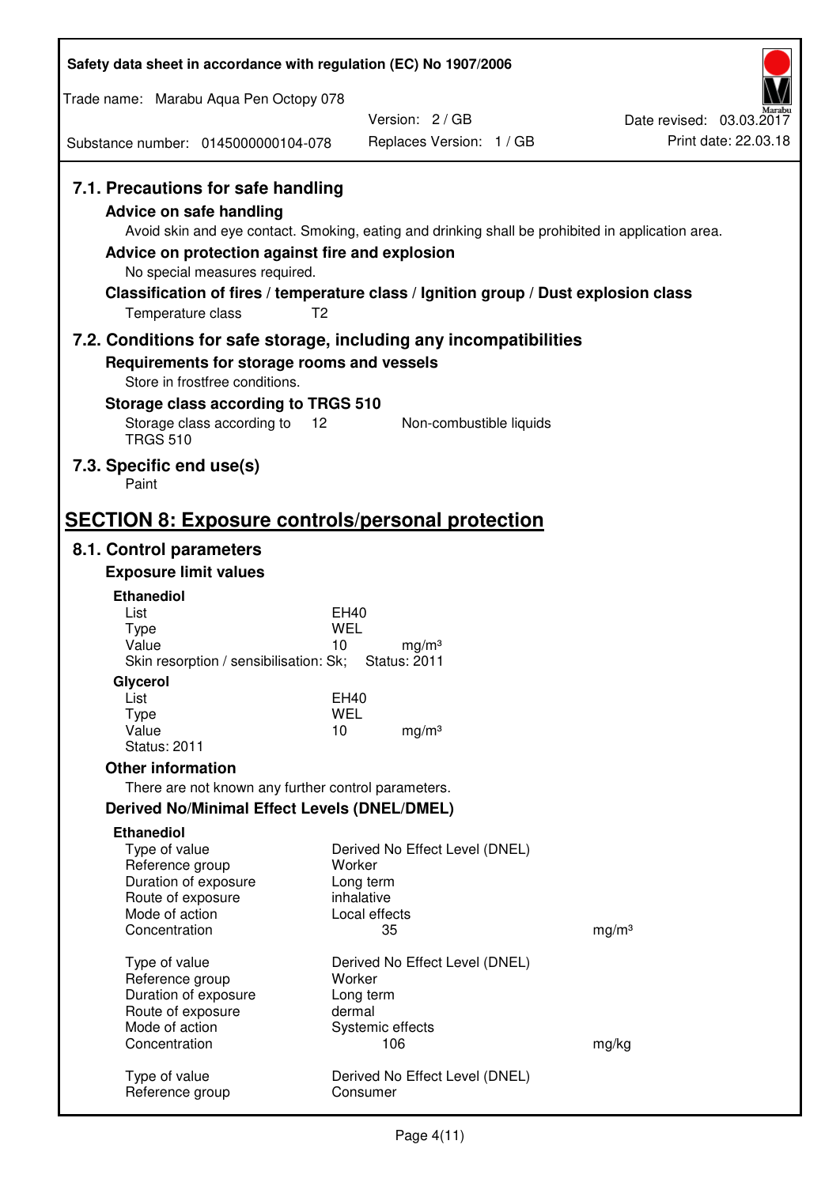### 7.1. Precautions for safe handling

#### Advice on safe handling

Avoid skin and eye contact. Smoking, eating and drinking shall be prohibited in application area.

#### Advice on protection against fire and explosion

No special measures required.

#### Classification of fires / temperature class / Ignition group / Dust explosion class

Temperature class T2

### 7.2. Conditions for safe storage, including any incompatibilities

#### Requirements for storage rooms and vessels

Store in frostfree conditions.

#### Storage class according to TRGS 510

| | | |
|---|---|---|
| Storage class according to TRGS 510 | 12 | Non-combustible liquids |

### 7.3. Specific end use(s)

Paint

## SECTION 8: Exposure controls/personal protection

### 8.1. Control parameters

#### Exposure limit values

**Ethanediol**

| | | |
|---|---|---|
| List | EH40 | |
| Type | WEL | |
| Value | 10 | mg/m³ |
| Skin resorption / sensibilisation: Sk; | Status: 2011 | |

**Glycerol**

| | | |
|---|---|---|
| List | EH40 | |
| Type | WEL | |
| Value | 10 | mg/m³ |
| Status: 2011 | | |

#### Other information

There are not known any further control parameters.

#### Derived No/Minimal Effect Levels (DNEL/DMEL)

**Ethanediol**

| | | |
|---|---|---|
| Type of value | Derived No Effect Level (DNEL) | |
| Reference group | Worker | |
| Duration of exposure | Long term | |
| Route of exposure | inhalative | |
| Mode of action | Local effects | |
| Concentration | 35 | mg/m³ |

| | | |
|---|---|---|
| Type of value | Derived No Effect Level (DNEL) | |
| Reference group | Worker | |
| Duration of exposure | Long term | |
| Route of exposure | dermal | |
| Mode of action | Systemic effects | |
| Concentration | 106 | mg/kg |

| | |
|---|---|
| Type of value | Derived No Effect Level (DNEL) |
| Reference group | Consumer |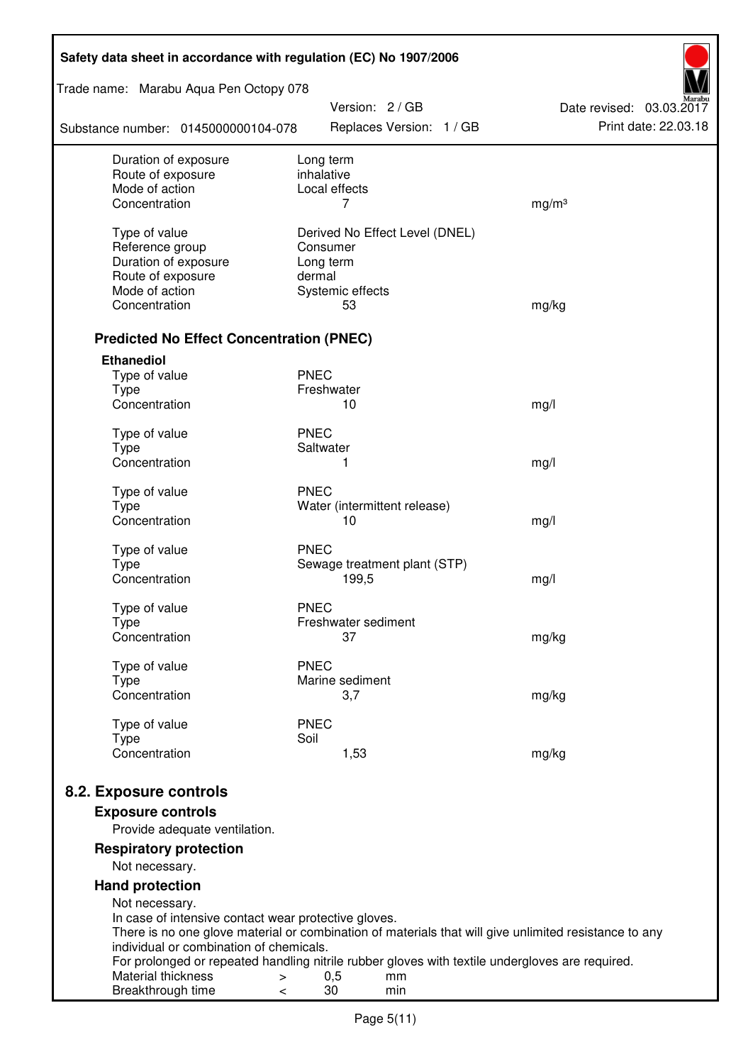| | | |
|---|---|---|
| Duration of exposure | Long term | |
| Route of exposure | inhalative | |
| Mode of action | Local effects | |
| Concentration | 7 | mg/m³ |

| | | |
|---|---|---|
| Type of value | Derived No Effect Level (DNEL) | |
| Reference group | Consumer | |
| Duration of exposure | Long term | |
| Route of exposure | dermal | |
| Mode of action | Systemic effects | |
| Concentration | 53 | mg/kg |

### Predicted No Effect Concentration (PNEC)

**Ethanediol**

| | | |
|---|---|---|
| Type of value | PNEC | |
| Type | Freshwater | |
| Concentration | 10 | mg/l |

| | | |
|---|---|---|
| Type of value | PNEC | |
| Type | Saltwater | |
| Concentration | 1 | mg/l |

| | | |
|---|---|---|
| Type of value | PNEC | |
| Type | Water (intermittent release) | |
| Concentration | 10 | mg/l |

| | | |
|---|---|---|
| Type of value | PNEC | |
| Type | Sewage treatment plant (STP) | |
| Concentration | 199,5 | mg/l |

| | | |
|---|---|---|
| Type of value | PNEC | |
| Type | Freshwater sediment | |
| Concentration | 37 | mg/kg |

| | | |
|---|---|---|
| Type of value | PNEC | |
| Type | Marine sediment | |
| Concentration | 3,7 | mg/kg |

| | | |
|---|---|---|
| Type of value | PNEC | |
| Type | Soil | |
| Concentration | 1,53 | mg/kg |

## 8.2. Exposure controls

### Exposure controls

Provide adequate ventilation.

### Respiratory protection

Not necessary.

### Hand protection

Not necessary.
In case of intensive contact wear protective gloves.
There is no one glove material or combination of materials that will give unlimited resistance to any individual or combination of chemicals.
For prolonged or repeated handling nitrile rubber gloves with textile undergloves are required.

| | | | |
|---|---|---|---|
| Material thickness | > | 0,5 | mm |
| Breakthrough time | < | 30 | min |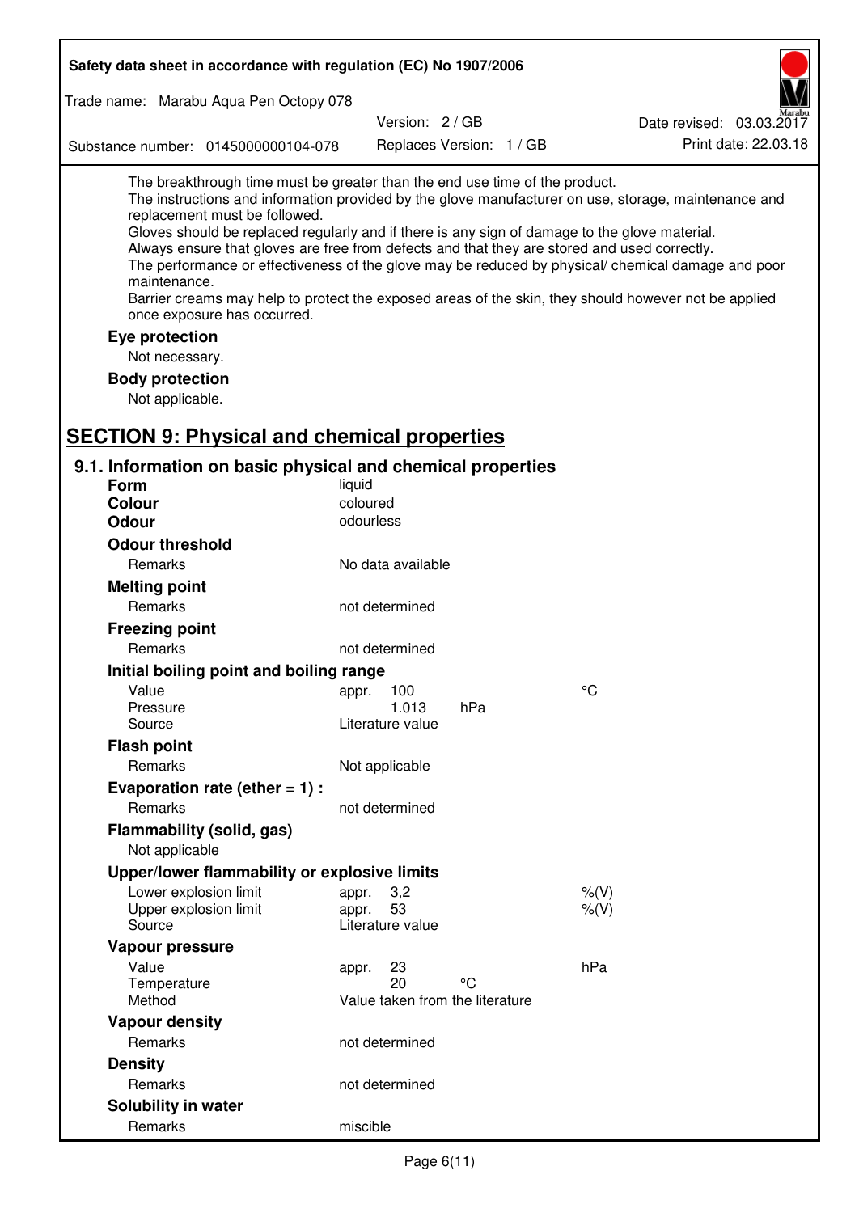The breakthrough time must be greater than the end use time of the product.
The instructions and information provided by the glove manufacturer on use, storage, maintenance and replacement must be followed.
Gloves should be replaced regularly and if there is any sign of damage to the glove material.
Always ensure that gloves are free from defects and that they are stored and used correctly.
The performance or effectiveness of the glove may be reduced by physical/ chemical damage and poor maintenance.
Barrier creams may help to protect the exposed areas of the skin, they should however not be applied once exposure has occurred.

**Eye protection**

Not necessary.

**Body protection**

Not applicable.

# SECTION 9: Physical and chemical properties

## 9.1. Information on basic physical and chemical properties

**Form** liquid

**Colour** coloured

**Odour** odourless

**Odour threshold**

| | | | |
|---|---|---|---|
| Remarks | No data available | | |

**Melting point**

| | | | |
|---|---|---|---|
| Remarks | not determined | | |

**Freezing point**

| | | | |
|---|---|---|---|
| Remarks | not determined | | |

**Initial boiling point and boiling range**

| | | | |
|---|---|---|---|
| Value | appr. 100 | | °C |
| Pressure | 1.013 | hPa | |
| Source | Literature value | | |

**Flash point**

| | | | |
|---|---|---|---|
| Remarks | Not applicable | | |

**Evaporation rate (ether = 1) :**

| | | | |
|---|---|---|---|
| Remarks | not determined | | |

**Flammability (solid, gas)**

Not applicable

**Upper/lower flammability or explosive limits**

| | | | |
|---|---|---|---|
| Lower explosion limit | appr. 3,2 | | %(V) |
| Upper explosion limit | appr. 53 | | %(V) |
| Source | Literature value | | |

**Vapour pressure**

| | | | |
|---|---|---|---|
| Value | appr. 23 | | hPa |
| Temperature | 20 | °C | |
| Method | Value taken from the literature | | |

**Vapour density**

| | | | |
|---|---|---|---|
| Remarks | not determined | | |

**Density**

| | | | |
|---|---|---|---|
| Remarks | not determined | | |

**Solubility in water**

| | | | |
|---|---|---|---|
| Remarks | miscible | | |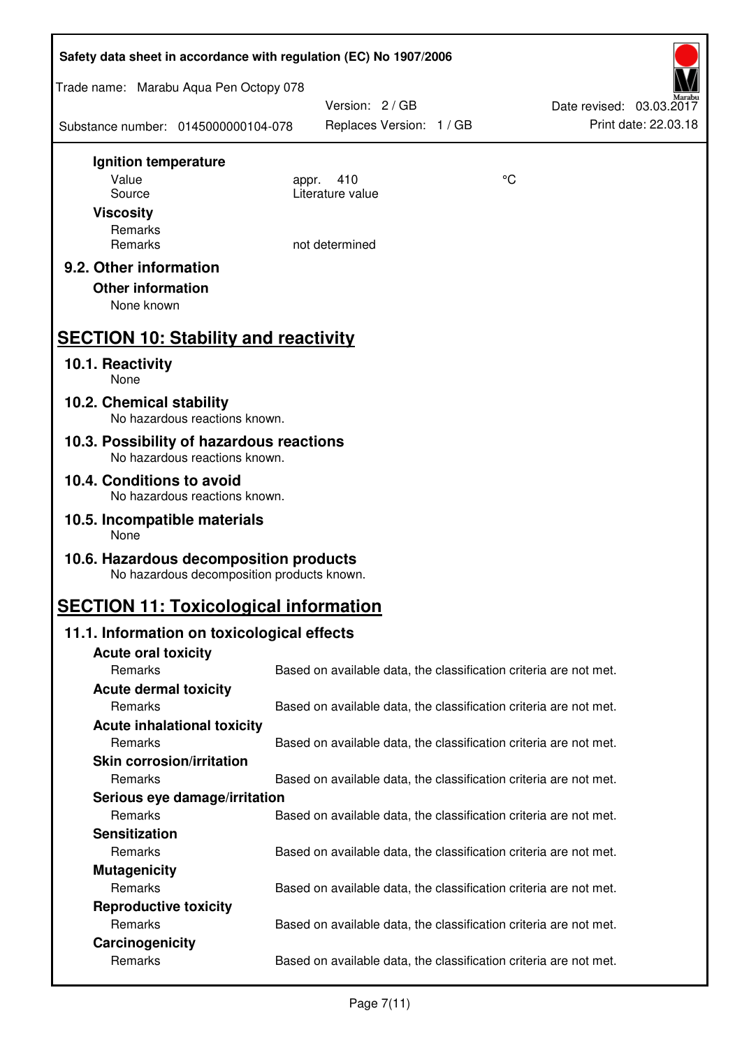**Ignition temperature**

| | | |
|---|---|---|
| Value | appr. 410 | °C |
| Source | Literature value | |

**Viscosity**

| | |
|---|---|
| Remarks | |
| Remarks | not determined |

### 9.2. Other information

**Other information**

None known

## SECTION 10: Stability and reactivity

### 10.1. Reactivity

None

### 10.2. Chemical stability

No hazardous reactions known.

### 10.3. Possibility of hazardous reactions

No hazardous reactions known.

### 10.4. Conditions to avoid

No hazardous reactions known.

### 10.5. Incompatible materials

None

### 10.6. Hazardous decomposition products

No hazardous decomposition products known.

## SECTION 11: Toxicological information

### 11.1. Information on toxicological effects

**Acute oral toxicity**

Remarks: Based on available data, the classification criteria are not met.

**Acute dermal toxicity**

Remarks: Based on available data, the classification criteria are not met.

**Acute inhalational toxicity**

Remarks: Based on available data, the classification criteria are not met.

**Skin corrosion/irritation**

Remarks: Based on available data, the classification criteria are not met.

**Serious eye damage/irritation**

Remarks: Based on available data, the classification criteria are not met.

**Sensitization**

Remarks: Based on available data, the classification criteria are not met.

**Mutagenicity**

Remarks: Based on available data, the classification criteria are not met.

**Reproductive toxicity**

Remarks: Based on available data, the classification criteria are not met.

**Carcinogenicity**

Remarks: Based on available data, the classification criteria are not met.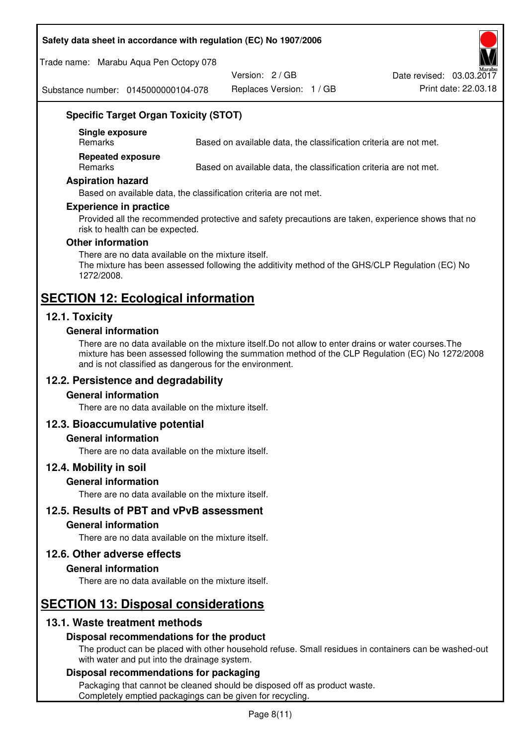### Specific Target Organ Toxicity (STOT)

**Single exposure**

| Remarks | Based on available data, the classification criteria are not met. |
|---|---|

**Repeated exposure**

| Remarks | Based on available data, the classification criteria are not met. |
|---|---|

### Aspiration hazard

Based on available data, the classification criteria are not met.

### Experience in practice

Provided all the recommended protective and safety precautions are taken, experience shows that no risk to health can be expected.

### Other information

There are no data available on the mixture itself.
The mixture has been assessed following the additivity method of the GHS/CLP Regulation (EC) No 1272/2008.

# SECTION 12: Ecological information

## 12.1. Toxicity

### General information

There are no data available on the mixture itself.Do not allow to enter drains or water courses.The mixture has been assessed following the summation method of the CLP Regulation (EC) No 1272/2008 and is not classified as dangerous for the environment.

## 12.2. Persistence and degradability

### General information

There are no data available on the mixture itself.

## 12.3. Bioaccumulative potential

### General information

There are no data available on the mixture itself.

## 12.4. Mobility in soil

### General information

There are no data available on the mixture itself.

## 12.5. Results of PBT and vPvB assessment

### General information

There are no data available on the mixture itself.

## 12.6. Other adverse effects

### General information

There are no data available on the mixture itself.

# SECTION 13: Disposal considerations

## 13.1. Waste treatment methods

### Disposal recommendations for the product

The product can be placed with other household refuse. Small residues in containers can be washed-out with water and put into the drainage system.

### Disposal recommendations for packaging

Packaging that cannot be cleaned should be disposed off as product waste.
Completely emptied packagings can be given for recycling.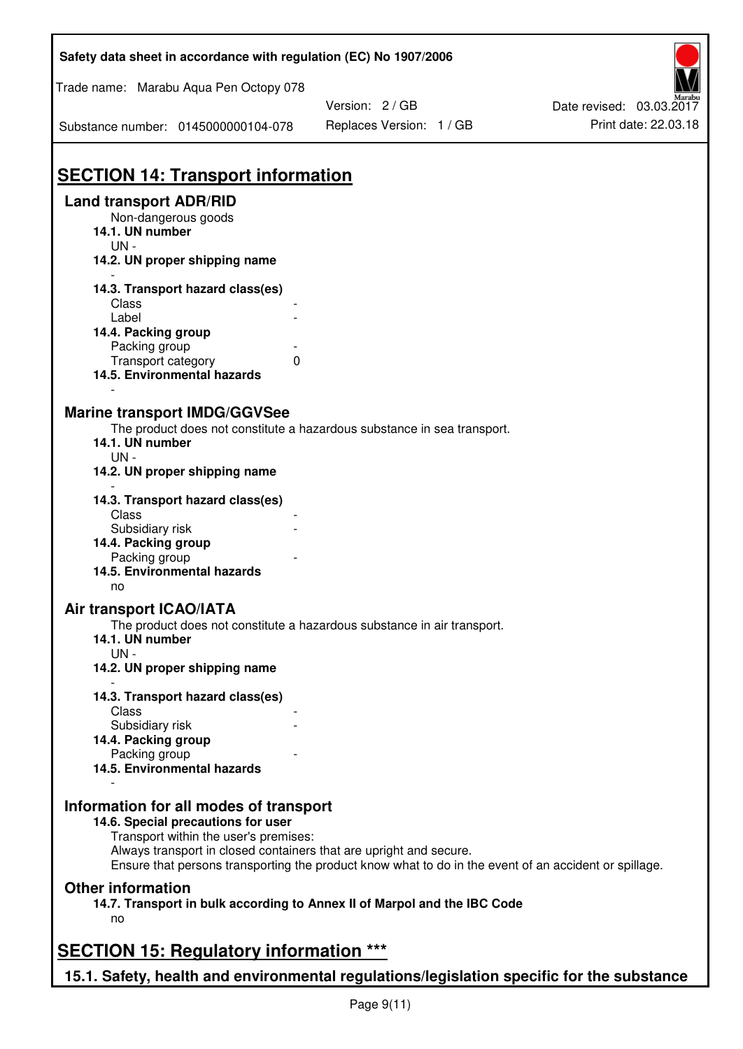## SECTION 14: Transport information

### Land transport ADR/RID

Non-dangerous goods

**14.1. UN number**

UN -

**14.2. UN proper shipping name**

-

**14.3. Transport hazard class(es)**

| | |
|---|---|
| Class | - |
| Label | - |

**14.4. Packing group**

| | |
|---|---|
| Packing group | - |
| Transport category | 0 |

**14.5. Environmental hazards**

-

### Marine transport IMDG/GGVSee

The product does not constitute a hazardous substance in sea transport.

**14.1. UN number**

UN -

**14.2. UN proper shipping name**

-

**14.3. Transport hazard class(es)**

| | |
|---|---|
| Class | - |
| Subsidiary risk | - |

**14.4. Packing group**

| | |
|---|---|
| Packing group | - |

**14.5. Environmental hazards**

no

### Air transport ICAO/IATA

The product does not constitute a hazardous substance in air transport.

**14.1. UN number**

UN -

**14.2. UN proper shipping name**

-

**14.3. Transport hazard class(es)**

| | |
|---|---|
| Class | - |
| Subsidiary risk | - |

**14.4. Packing group**

| | |
|---|---|
| Packing group | - |

**14.5. Environmental hazards**

-

### Information for all modes of transport

**14.6. Special precautions for user**

Transport within the user's premises:
Always transport in closed containers that are upright and secure.
Ensure that persons transporting the product know what to do in the event of an accident or spillage.

### Other information

**14.7. Transport in bulk according to Annex II of Marpol and the IBC Code**

no

## SECTION 15: Regulatory information ***

### 15.1. Safety, health and environmental regulations/legislation specific for the substance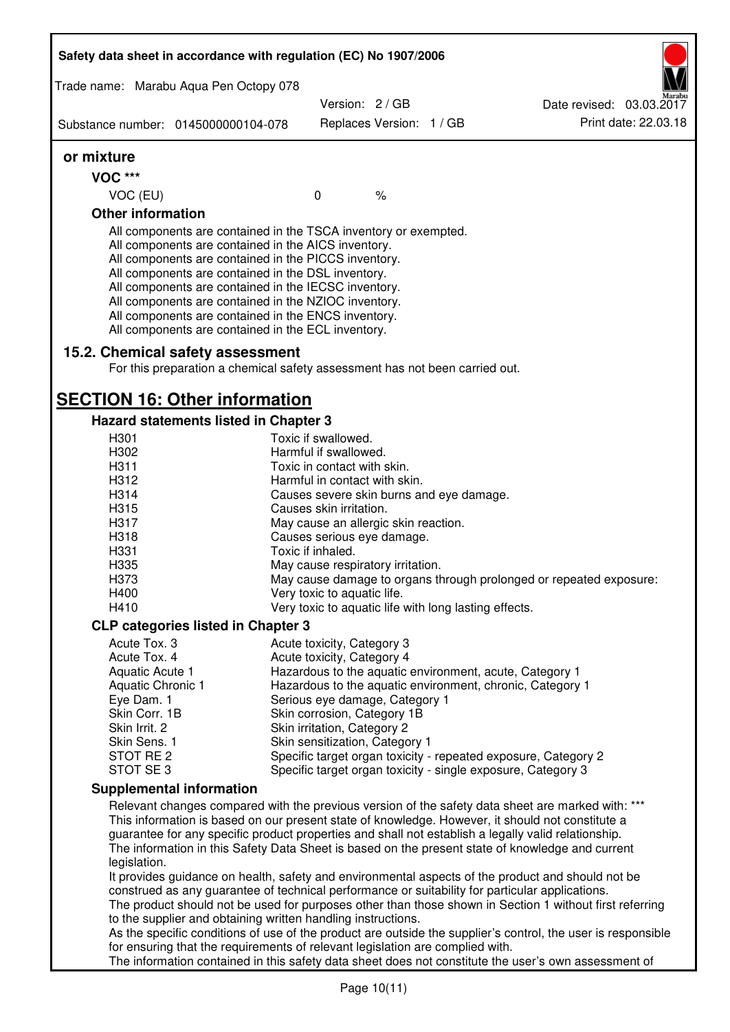**or mixture**

**VOC *****

| VOC (EU) | 0 | % |
|---|---|---|

**Other information**

All components are contained in the TSCA inventory or exempted.
All components are contained in the AICS inventory.
All components are contained in the PICCS inventory.
All components are contained in the DSL inventory.
All components are contained in the IECSC inventory.
All components are contained in the NZIOC inventory.
All components are contained in the ENCS inventory.
All components are contained in the ECL inventory.

### 15.2. Chemical safety assessment

For this preparation a chemical safety assessment has not been carried out.

## SECTION 16: Other information

### Hazard statements listed in Chapter 3

| | |
|---|---|
| H301 | Toxic if swallowed. |
| H302 | Harmful if swallowed. |
| H311 | Toxic in contact with skin. |
| H312 | Harmful in contact with skin. |
| H314 | Causes severe skin burns and eye damage. |
| H315 | Causes skin irritation. |
| H317 | May cause an allergic skin reaction. |
| H318 | Causes serious eye damage. |
| H331 | Toxic if inhaled. |
| H335 | May cause respiratory irritation. |
| H373 | May cause damage to organs through prolonged or repeated exposure: |
| H400 | Very toxic to aquatic life. |
| H410 | Very toxic to aquatic life with long lasting effects. |

### CLP categories listed in Chapter 3

| | |
|---|---|
| Acute Tox. 3 | Acute toxicity, Category 3 |
| Acute Tox. 4 | Acute toxicity, Category 4 |
| Aquatic Acute 1 | Hazardous to the aquatic environment, acute, Category 1 |
| Aquatic Chronic 1 | Hazardous to the aquatic environment, chronic, Category 1 |
| Eye Dam. 1 | Serious eye damage, Category 1 |
| Skin Corr. 1B | Skin corrosion, Category 1B |
| Skin Irrit. 2 | Skin irritation, Category 2 |
| Skin Sens. 1 | Skin sensitization, Category 1 |
| STOT RE 2 | Specific target organ toxicity - repeated exposure, Category 2 |
| STOT SE 3 | Specific target organ toxicity - single exposure, Category 3 |

### Supplemental information

Relevant changes compared with the previous version of the safety data sheet are marked with: ***
This information is based on our present state of knowledge. However, it should not constitute a guarantee for any specific product properties and shall not establish a legally valid relationship.
The information in this Safety Data Sheet is based on the present state of knowledge and current legislation.
It provides guidance on health, safety and environmental aspects of the product and should not be construed as any guarantee of technical performance or suitability for particular applications.
The product should not be used for purposes other than those shown in Section 1 without first referring to the supplier and obtaining written handling instructions.
As the specific conditions of use of the product are outside the supplier's control, the user is responsible for ensuring that the requirements of relevant legislation are complied with.
The information contained in this safety data sheet does not constitute the user's own assessment of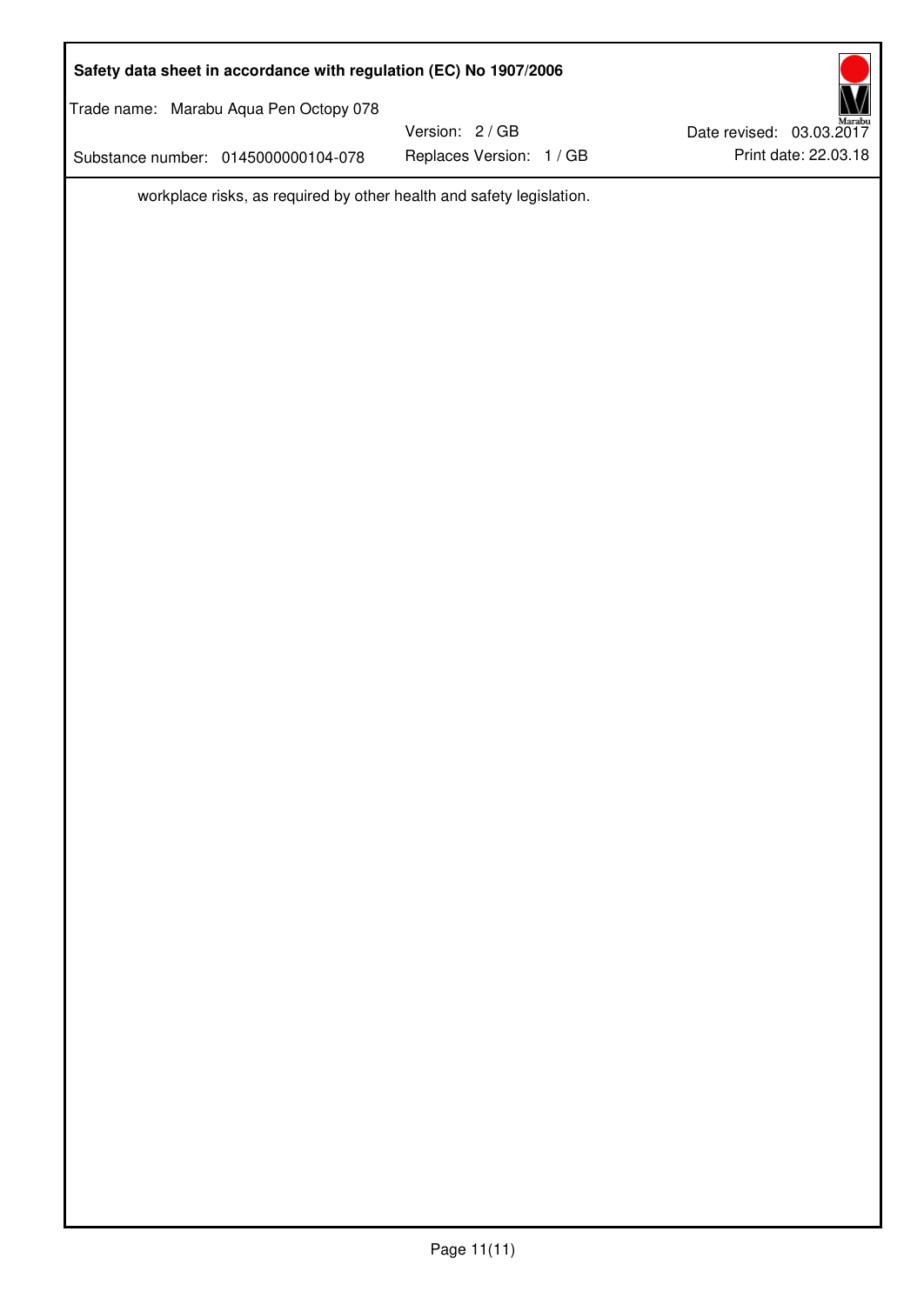workplace risks, as required by other health and safety legislation.